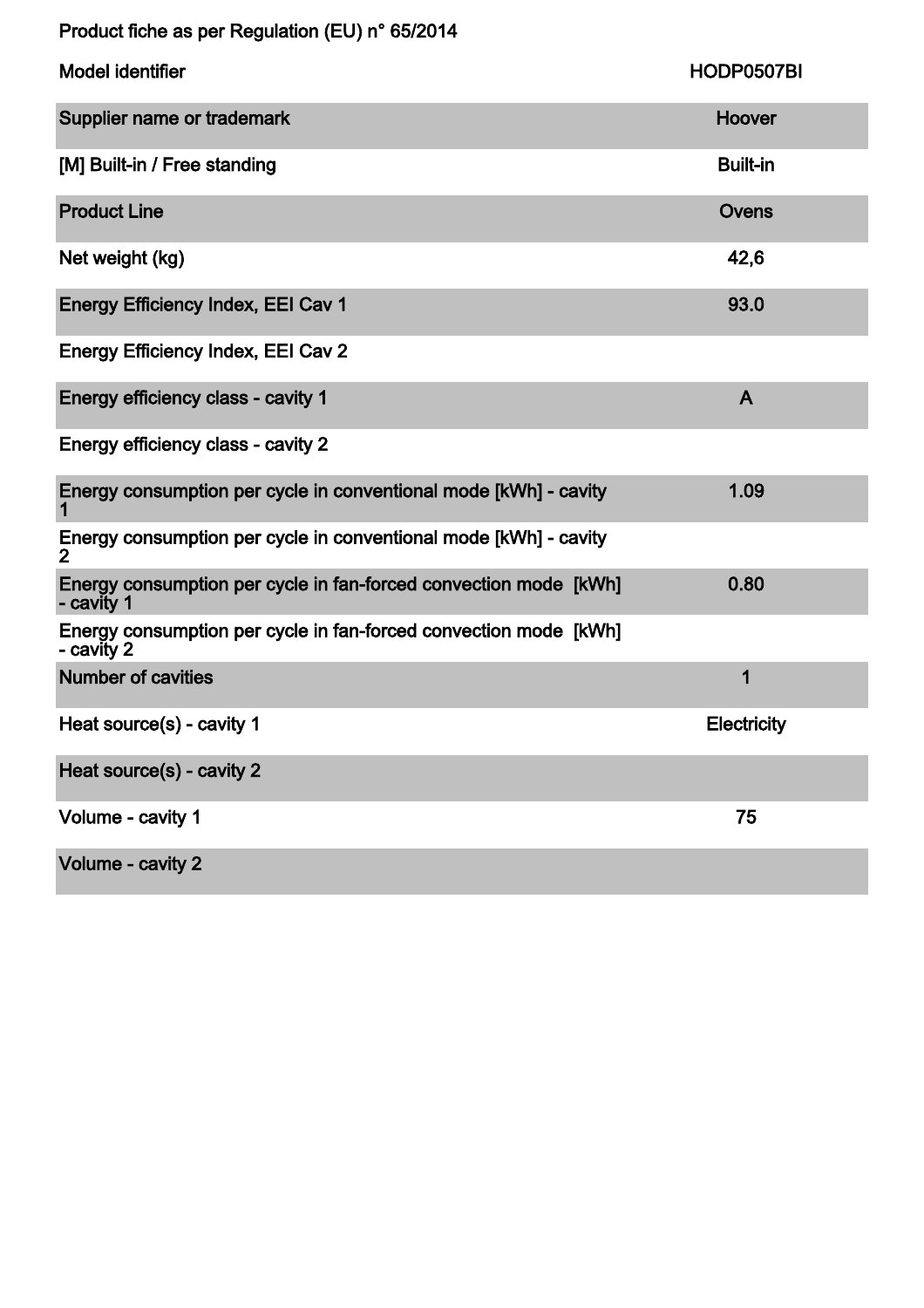Product fiche as per Regulation (EU) n° 65/2014

| Model identifier | HODP0507BI |
| --- | --- |
| Supplier name or trademark | Hoover |
| [M] Built-in / Free standing | Built-in |
| Product Line | Ovens |
| Net weight (kg) | 42,6 |
| Energy Efficiency Index, EEI Cav 1 | 93.0 |
| Energy Efficiency Index, EEI Cav 2 | |
| Energy efficiency class - cavity 1 | A |
| Energy efficiency class - cavity 2 | |
| Energy consumption per cycle in conventional mode [kWh] - cavity 1 | 1.09 |
| Energy consumption per cycle in conventional mode [kWh] - cavity 2 | |
| Energy consumption per cycle in fan-forced convection mode [kWh] - cavity 1 | 0.80 |
| Energy consumption per cycle in fan-forced convection mode [kWh] - cavity 2 | |
| Number of cavities | 1 |
| Heat source(s) - cavity 1 | Electricity |
| Heat source(s) - cavity 2 | |
| Volume - cavity 1 | 75 |
| Volume - cavity 2 | |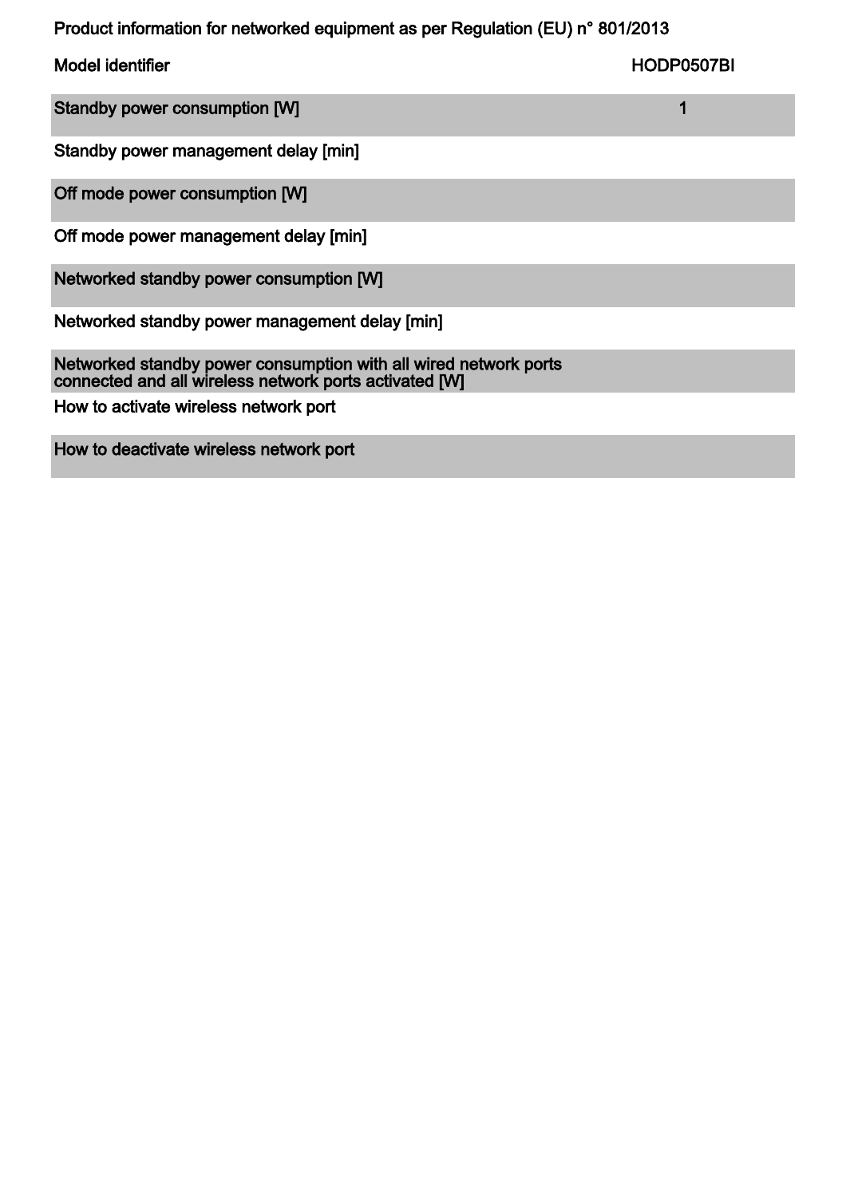Product information for networked equipment as per Regulation (EU) n° 801/2013

| | |
|---|---|
| Model identifier | HODP0507BI |
| Standby power consumption [W] | 1 |
| Standby power management delay [min] | |
| Off mode power consumption [W] | |
| Off mode power management delay [min] | |
| Networked standby power consumption [W] | |
| Networked standby power management delay [min] | |
| Networked standby power consumption with all wired network ports connected and all wireless network ports activated [W] | |
| How to activate wireless network port | |
| How to deactivate wireless network port | |